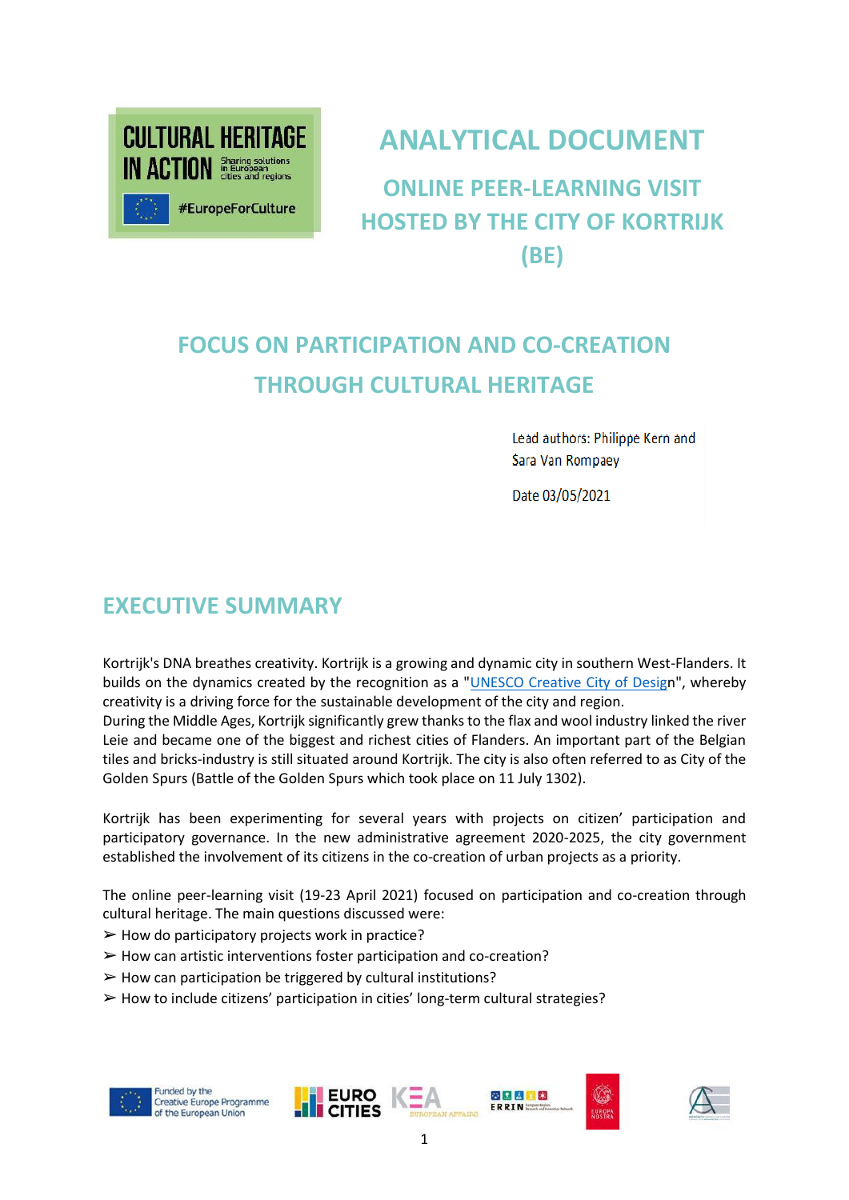CULTURAL HERITAGE IN ACTION
Sharing solutions in European cities and regions
#EuropeForCulture

# ANALYTICAL DOCUMENT

## ONLINE PEER-LEARNING VISIT HOSTED BY THE CITY OF KORTRIJK (BE)

## FOCUS ON PARTICIPATION AND CO-CREATION THROUGH CULTURAL HERITAGE

Lead authors: Philippe Kern and Sara Van Rompaey

Date 03/05/2021

## EXECUTIVE SUMMARY

Kortrijk's DNA breathes creativity. Kortrijk is a growing and dynamic city in southern West-Flanders. It builds on the dynamics created by the recognition as a "UNESCO Creative City of Design", whereby creativity is a driving force for the sustainable development of the city and region.
During the Middle Ages, Kortrijk significantly grew thanks to the flax and wool industry linked the river Leie and became one of the biggest and richest cities of Flanders. An important part of the Belgian tiles and bricks-industry is still situated around Kortrijk. The city is also often referred to as City of the Golden Spurs (Battle of the Golden Spurs which took place on 11 July 1302).

Kortrijk has been experimenting for several years with projects on citizen' participation and participatory governance. In the new administrative agreement 2020-2025, the city government established the involvement of its citizens in the co-creation of urban projects as a priority.

The online peer-learning visit (19-23 April 2021) focused on participation and co-creation through cultural heritage. The main questions discussed were:

- ➢ How do participatory projects work in practice?
- ➢ How can artistic interventions foster participation and co-creation?
- ➢ How can participation be triggered by cultural institutions?
- ➢ How to include citizens' participation in cities' long-term cultural strategies?

Funded by the Creative Europe Programme of the European Union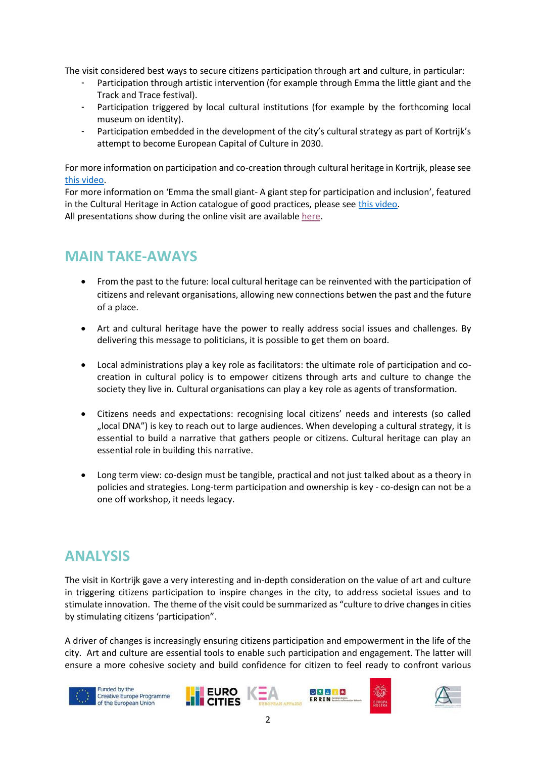The visit considered best ways to secure citizens participation through art and culture, in particular:

- Participation through artistic intervention (for example through Emma the little giant and the Track and Trace festival).
- Participation triggered by local cultural institutions (for example by the forthcoming local museum on identity).
- Participation embedded in the development of the city's cultural strategy as part of Kortrijk's attempt to become European Capital of Culture in 2030.

For more information on participation and co-creation through cultural heritage in Kortrijk, please see this video.
For more information on 'Emma the small giant- A giant step for participation and inclusion', featured in the Cultural Heritage in Action catalogue of good practices, please see this video.
All presentations show during the online visit are available here.

## MAIN TAKE-AWAYS

- From the past to the future: local cultural heritage can be reinvented with the participation of citizens and relevant organisations, allowing new connections betwen the past and the future of a place.

- Art and cultural heritage have the power to really address social issues and challenges. By delivering this message to politicians, it is possible to get them on board.

- Local administrations play a key role as facilitators: the ultimate role of participation and co-creation in cultural policy is to empower citizens through arts and culture to change the society they live in. Cultural organisations can play a key role as agents of transformation.

- Citizens needs and expectations: recognising local citizens' needs and interests (so called „local DNA") is key to reach out to large audiences. When developing a cultural strategy, it is essential to build a narrative that gathers people or citizens. Cultural heritage can play an essential role in building this narrative.

- Long term view: co-design must be tangible, practical and not just talked about as a theory in policies and strategies. Long-term participation and ownership is key - co-design can not be a one off workshop, it needs legacy.

## ANALYSIS

The visit in Kortrijk gave a very interesting and in-depth consideration on the value of art and culture in triggering citizens participation to inspire changes in the city, to address societal issues and to stimulate innovation. The theme of the visit could be summarized as "culture to drive changes in cities by stimulating citizens 'participation".

A driver of changes is increasingly ensuring citizens participation and empowerment in the life of the city. Art and culture are essential tools to enable such participation and engagement. The latter will ensure a more cohesive society and build confidence for citizen to feel ready to confront various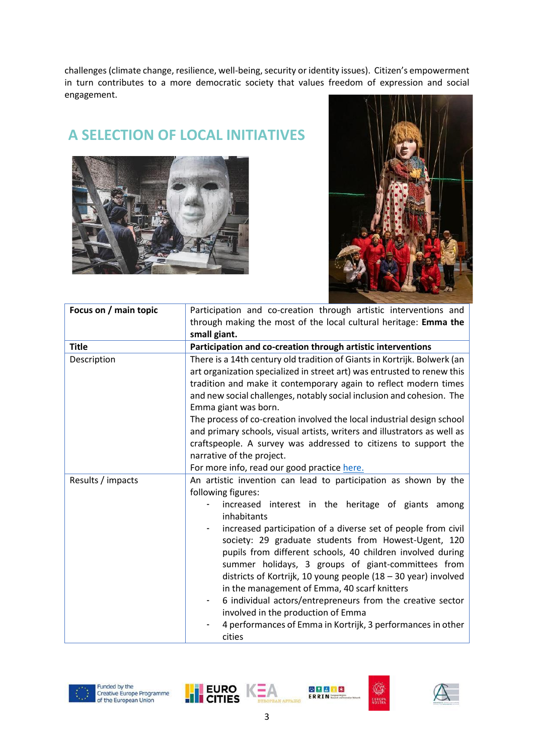challenges (climate change, resilience, well-being, security or identity issues). Citizen's empowerment in turn contributes to a more democratic society that values freedom of expression and social engagement.

## A SELECTION OF LOCAL INITIATIVES

| Focus on / main topic | Participation and co-creation through artistic interventions and through making the most of the local cultural heritage: **Emma the small giant.** |
|---|---|
| **Title** | **Participation and co-creation through artistic interventions** |
| Description | There is a 14th century old tradition of Giants in Kortrijk. Bolwerk (an art organization specialized in street art) was entrusted to renew this tradition and make it contemporary again to reflect modern times and new social challenges, notably social inclusion and cohesion. The Emma giant was born.<br>The process of co-creation involved the local industrial design school and primary schools, visual artists, writers and illustrators as well as craftspeople. A survey was addressed to citizens to support the narrative of the project.<br>For more info, read our good practice here. |
| Results / impacts | An artistic invention can lead to participation as shown by the following figures:<br>- increased interest in the heritage of giants among inhabitants<br>- increased participation of a diverse set of people from civil society: 29 graduate students from Howest-Ugent, 120 pupils from different schools, 40 children involved during summer holidays, 3 groups of giant-committees from districts of Kortrijk, 10 young people (18 – 30 year) involved in the management of Emma, 40 scarf knitters<br>- 6 individual actors/entrepreneurs from the creative sector involved in the production of Emma<br>- 4 performances of Emma in Kortrijk, 3 performances in other cities |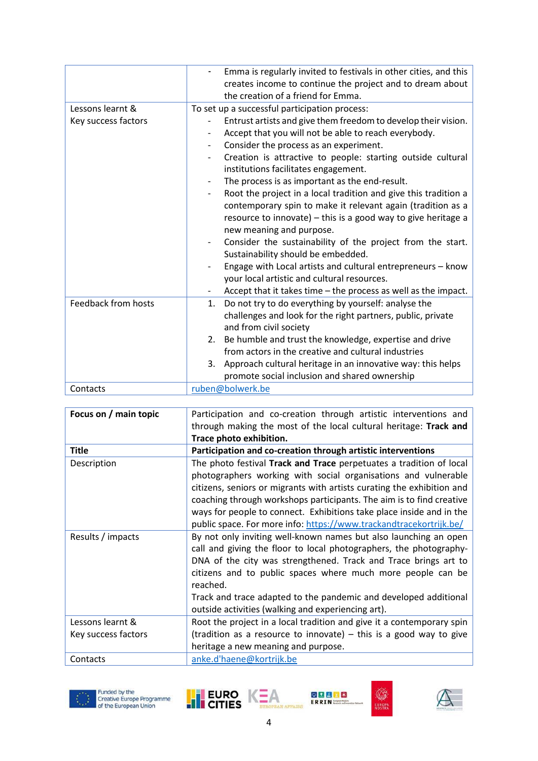| | |
|---|---|
| | - Emma is regularly invited to festivals in other cities, and this creates income to continue the project and to dream about the creation of a friend for Emma. |
| Lessons learnt & Key success factors | To set up a successful participation process:<br>- Entrust artists and give them freedom to develop their vision.<br>- Accept that you will not be able to reach everybody.<br>- Consider the process as an experiment.<br>- Creation is attractive to people: starting outside cultural institutions facilitates engagement.<br>- The process is as important as the end-result.<br>- Root the project in a local tradition and give this tradition a contemporary spin to make it relevant again (tradition as a resource to innovate) – this is a good way to give heritage a new meaning and purpose.<br>- Consider the sustainability of the project from the start. Sustainability should be embedded.<br>- Engage with Local artists and cultural entrepreneurs – know your local artistic and cultural resources.<br>- Accept that it takes time – the process as well as the impact. |
| Feedback from hosts | 1. Do not try to do everything by yourself: analyse the challenges and look for the right partners, public, private and from civil society<br>2. Be humble and trust the knowledge, expertise and drive from actors in the creative and cultural industries<br>3. Approach cultural heritage in an innovative way: this helps promote social inclusion and shared ownership |
| Contacts | ruben@bolwerk.be |

| **Focus on / main topic** | Participation and co-creation through artistic interventions and through making the most of the local cultural heritage: **Track and Trace photo exhibition.** |
|---|---|
| **Title** | **Participation and co-creation through artistic interventions** |
| Description | The photo festival **Track and Trace** perpetuates a tradition of local photographers working with social organisations and vulnerable citizens, seniors or migrants with artists curating the exhibition and coaching through workshops participants. The aim is to find creative ways for people to connect. Exhibitions take place inside and in the public space. For more info: https://www.trackandtracekortrijk.be/ |
| Results / impacts | By not only inviting well-known names but also launching an open call and giving the floor to local photographers, the photography-DNA of the city was strengthened. Track and Trace brings art to citizens and to public spaces where much more people can be reached.<br>Track and trace adapted to the pandemic and developed additional outside activities (walking and experiencing art). |
| Lessons learnt & Key success factors | Root the project in a local tradition and give it a contemporary spin (tradition as a resource to innovate) – this is a good way to give heritage a new meaning and purpose. |
| Contacts | anke.d'haene@kortrijk.be |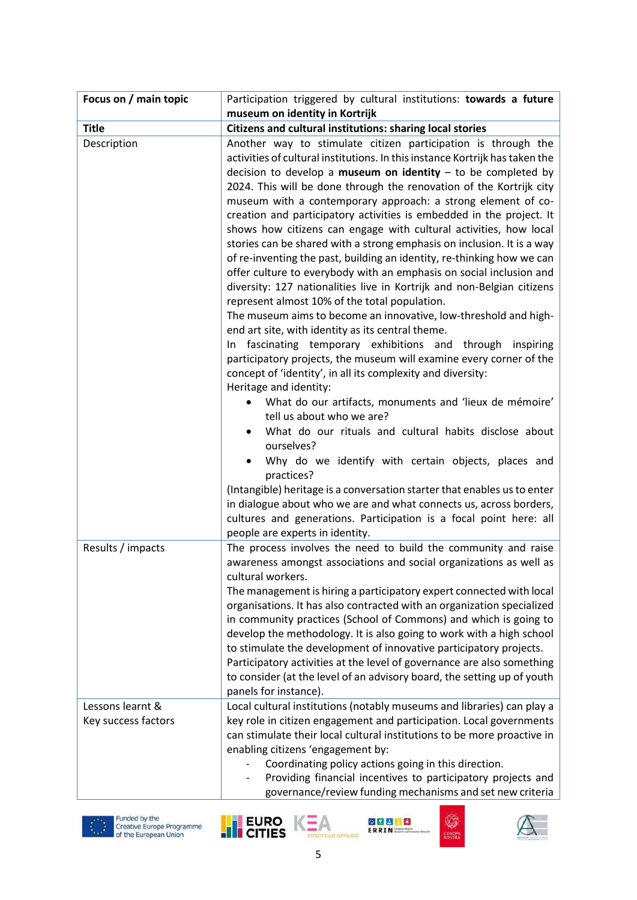| Focus on / main topic | Participation triggered by cultural institutions: **towards a future museum on identity in Kortrijk** |
|---|---|
| **Title** | **Citizens and cultural institutions: sharing local stories** |
| Description | Another way to stimulate citizen participation is through the activities of cultural institutions. In this instance Kortrijk has taken the decision to develop a **museum on identity** – to be completed by 2024. This will be done through the renovation of the Kortrijk city museum with a contemporary approach: a strong element of co-creation and participatory activities is embedded in the project. It shows how citizens can engage with cultural activities, how local stories can be shared with a strong emphasis on inclusion. It is a way of re-inventing the past, building an identity, re-thinking how we can offer culture to everybody with an emphasis on social inclusion and diversity: 127 nationalities live in Kortrijk and non-Belgian citizens represent almost 10% of the total population.<br>The museum aims to become an innovative, low-threshold and high-end art site, with identity as its central theme.<br>In fascinating temporary exhibitions and through inspiring participatory projects, the museum will examine every corner of the concept of 'identity', in all its complexity and diversity:<br>Heritage and identity:<br>• What do our artifacts, monuments and 'lieux de mémoire' tell us about who we are?<br>• What do our rituals and cultural habits disclose about ourselves?<br>• Why do we identify with certain objects, places and practices?<br>(Intangible) heritage is a conversation starter that enables us to enter in dialogue about who we are and what connects us, across borders, cultures and generations. Participation is a focal point here: all people are experts in identity. |
| Results / impacts | The process involves the need to build the community and raise awareness amongst associations and social organizations as well as cultural workers.<br>The management is hiring a participatory expert connected with local organisations. It has also contracted with an organization specialized in community practices (School of Commons) and which is going to develop the methodology. It is also going to work with a high school to stimulate the development of innovative participatory projects.<br>Participatory activities at the level of governance are also something to consider (at the level of an advisory board, the setting up of youth panels for instance). |
| Lessons learnt & Key success factors | Local cultural institutions (notably museums and libraries) can play a key role in citizen engagement and participation. Local governments can stimulate their local cultural institutions to be more proactive in enabling citizens 'engagement by:<br>- Coordinating policy actions going in this direction.<br>- Providing financial incentives to participatory projects and governance/review funding mechanisms and set new criteria |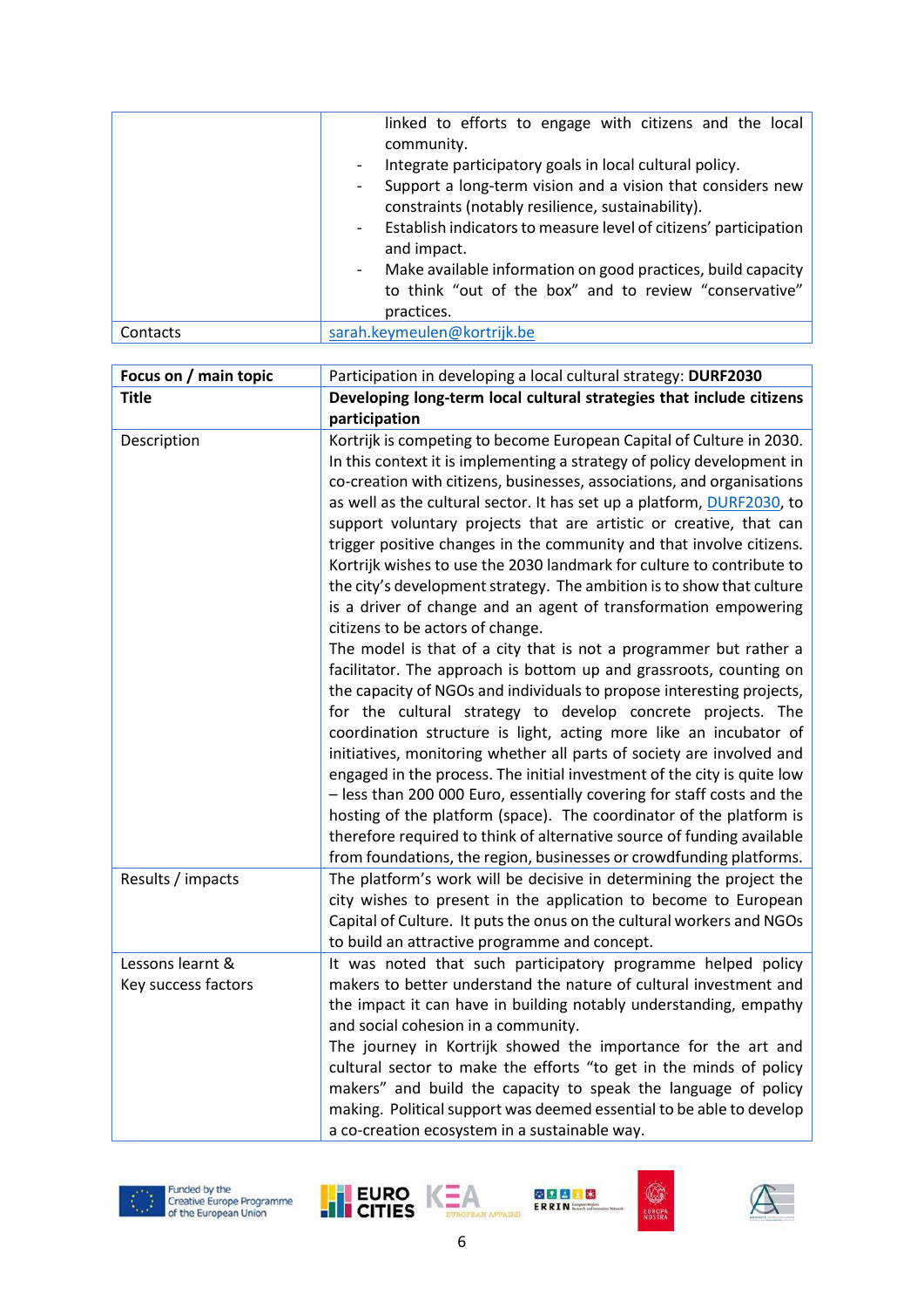| | |
|---|---|
| | linked to efforts to engage with citizens and the local community.<br>- Integrate participatory goals in local cultural policy.<br>- Support a long-term vision and a vision that considers new constraints (notably resilience, sustainability).<br>- Establish indicators to measure level of citizens' participation and impact.<br>- Make available information on good practices, build capacity to think "out of the box" and to review "conservative" practices. |
| Contacts | sarah.keymeulen@kortrijk.be |

| **Focus on / main topic** | Participation in developing a local cultural strategy: **DURF2030** |
|---|---|
| **Title** | **Developing long-term local cultural strategies that include citizens participation** |
| Description | Kortrijk is competing to become European Capital of Culture in 2030. In this context it is implementing a strategy of policy development in co-creation with citizens, businesses, associations, and organisations as well as the cultural sector. It has set up a platform, DURF2030, to support voluntary projects that are artistic or creative, that can trigger positive changes in the community and that involve citizens. Kortrijk wishes to use the 2030 landmark for culture to contribute to the city's development strategy. The ambition is to show that culture is a driver of change and an agent of transformation empowering citizens to be actors of change.<br>The model is that of a city that is not a programmer but rather a facilitator. The approach is bottom up and grassroots, counting on the capacity of NGOs and individuals to propose interesting projects, for the cultural strategy to develop concrete projects. The coordination structure is light, acting more like an incubator of initiatives, monitoring whether all parts of society are involved and engaged in the process. The initial investment of the city is quite low – less than 200 000 Euro, essentially covering for staff costs and the hosting of the platform (space). The coordinator of the platform is therefore required to think of alternative source of funding available from foundations, the region, businesses or crowdfunding platforms. |
| Results / impacts | The platform's work will be decisive in determining the project the city wishes to present in the application to become to European Capital of Culture. It puts the onus on the cultural workers and NGOs to build an attractive programme and concept. |
| Lessons learnt & Key success factors | It was noted that such participatory programme helped policy makers to better understand the nature of cultural investment and the impact it can have in building notably understanding, empathy and social cohesion in a community.<br>The journey in Kortrijk showed the importance for the art and cultural sector to make the efforts "to get in the minds of policy makers" and build the capacity to speak the language of policy making. Political support was deemed essential to be able to develop a co-creation ecosystem in a sustainable way. |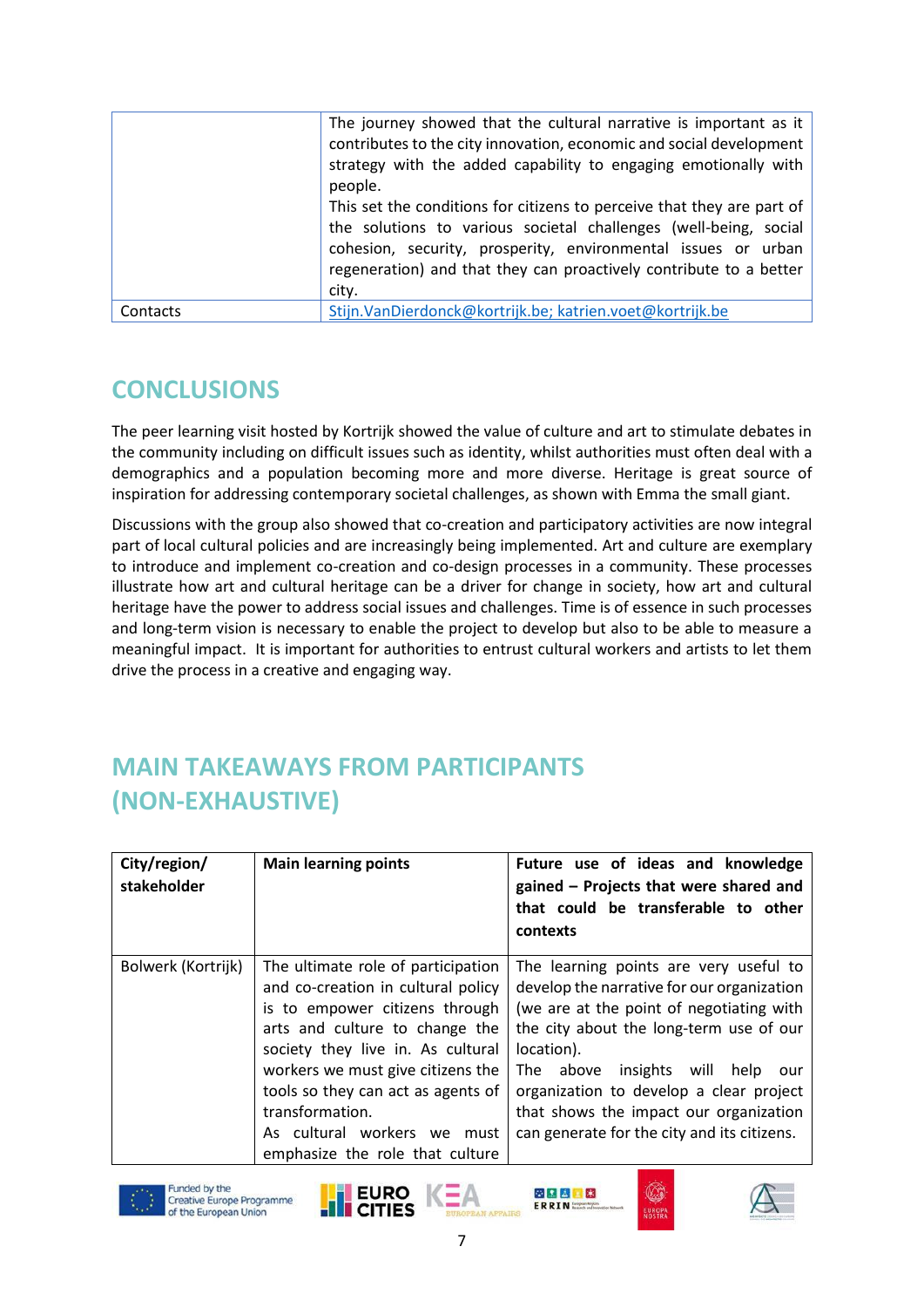| | |
|---|---|
| | The journey showed that the cultural narrative is important as it contributes to the city innovation, economic and social development strategy with the added capability to engaging emotionally with people.<br>This set the conditions for citizens to perceive that they are part of the solutions to various societal challenges (well-being, social cohesion, security, prosperity, environmental issues or urban regeneration) and that they can proactively contribute to a better city. |
| Contacts | Stijn.VanDierdonck@kortrijk.be; katrien.voet@kortrijk.be |

## CONCLUSIONS

The peer learning visit hosted by Kortrijk showed the value of culture and art to stimulate debates in the community including on difficult issues such as identity, whilst authorities must often deal with a demographics and a population becoming more and more diverse. Heritage is great source of inspiration for addressing contemporary societal challenges, as shown with Emma the small giant.

Discussions with the group also showed that co-creation and participatory activities are now integral part of local cultural policies and are increasingly being implemented. Art and culture are exemplary to introduce and implement co-creation and co-design processes in a community. These processes illustrate how art and cultural heritage can be a driver for change in society, how art and cultural heritage have the power to address social issues and challenges. Time is of essence in such processes and long-term vision is necessary to enable the project to develop but also to be able to measure a meaningful impact. It is important for authorities to entrust cultural workers and artists to let them drive the process in a creative and engaging way.

## MAIN TAKEAWAYS FROM PARTICIPANTS (NON-EXHAUSTIVE)

| City/region/ stakeholder | Main learning points | Future use of ideas and knowledge gained – Projects that were shared and that could be transferable to other contexts |
|---|---|---|
| Bolwerk (Kortrijk) | The ultimate role of participation and co-creation in cultural policy is to empower citizens through arts and culture to change the society they live in. As cultural workers we must give citizens the tools so they can act as agents of transformation.<br>As cultural workers we must emphasize the role that culture | The learning points are very useful to develop the narrative for our organization (we are at the point of negotiating with the city about the long-term use of our location).<br>The above insights will help our organization to develop a clear project that shows the impact our organization can generate for the city and its citizens. |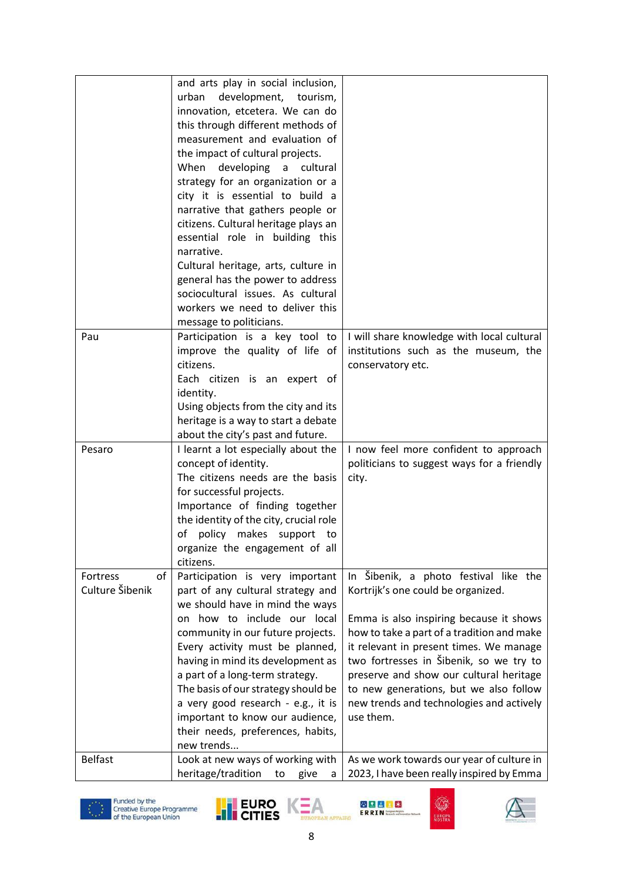| | | |
|---|---|---|
| | and arts play in social inclusion, urban development, tourism, innovation, etcetera. We can do this through different methods of measurement and evaluation of the impact of cultural projects.<br>When developing a cultural strategy for an organization or a city it is essential to build a narrative that gathers people or citizens. Cultural heritage plays an essential role in building this narrative.<br>Cultural heritage, arts, culture in general has the power to address sociocultural issues. As cultural workers we need to deliver this message to politicians. | |
| Pau | Participation is a key tool to improve the quality of life of citizens.<br>Each citizen is an expert of identity.<br>Using objects from the city and its heritage is a way to start a debate about the city's past and future. | I will share knowledge with local cultural institutions such as the museum, the conservatory etc. |
| Pesaro | I learnt a lot especially about the concept of identity.<br>The citizens needs are the basis for successful projects.<br>Importance of finding together the identity of the city, crucial role of policy makes support to organize the engagement of all citizens. | I now feel more confident to approach politicians to suggest ways for a friendly city. |
| Fortress of Culture Šibenik | Participation is very important part of any cultural strategy and we should have in mind the ways on how to include our local community in our future projects.<br>Every activity must be planned, having in mind its development as a part of a long-term strategy.<br>The basis of our strategy should be a very good research - e.g., it is important to know our audience, their needs, preferences, habits, new trends... | In Šibenik, a photo festival like the Kortrijk's one could be organized.<br><br>Emma is also inspiring because it shows how to take a part of a tradition and make it relevant in present times. We manage two fortresses in Šibenik, so we try to preserve and show our cultural heritage to new generations, but we also follow new trends and technologies and actively use them. |
| Belfast | Look at new ways of working with heritage/tradition to give a | As we work towards our year of culture in 2023, I have been really inspired by Emma |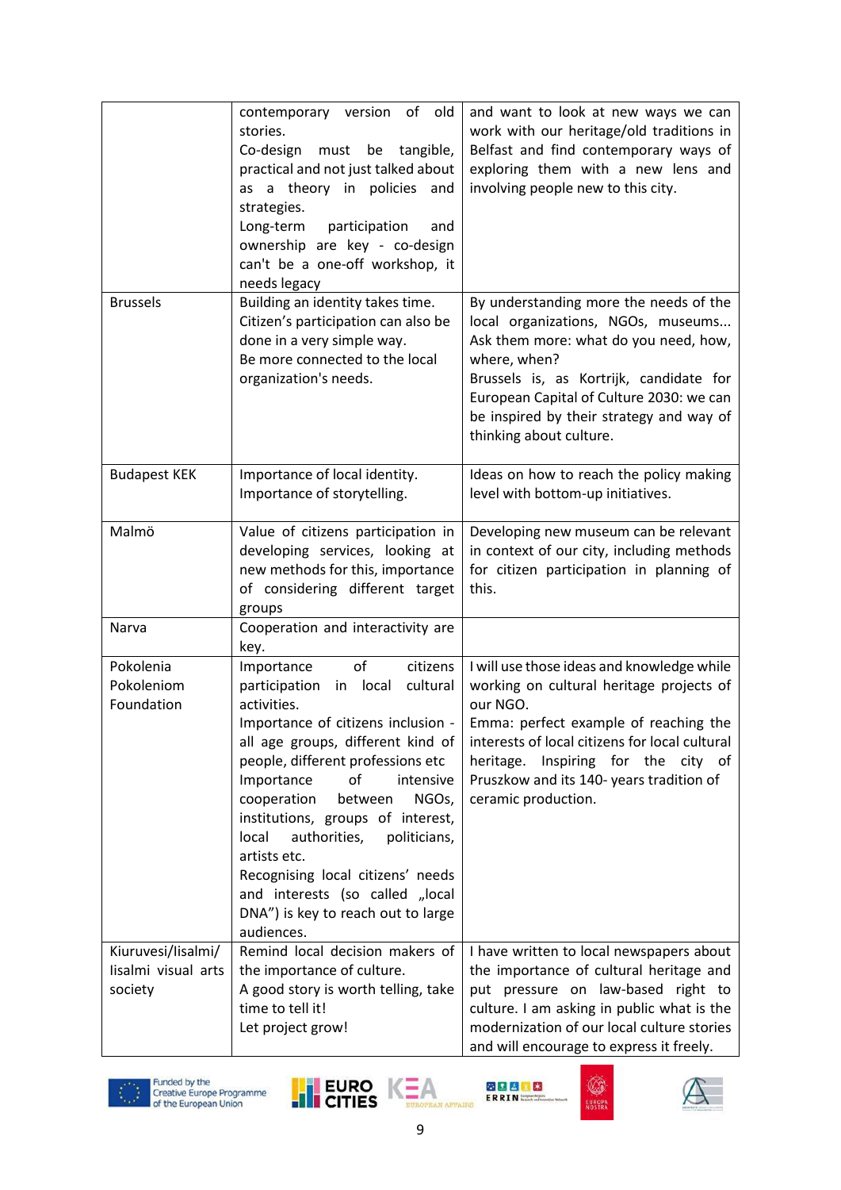| | | |
|---|---|---|
| | contemporary version of old stories.<br>Co-design must be tangible, practical and not just talked about as a theory in policies and strategies.<br>Long-term participation and ownership are key - co-design can't be a one-off workshop, it needs legacy | and want to look at new ways we can work with our heritage/old traditions in Belfast and find contemporary ways of exploring them with a new lens and involving people new to this city. |
| Brussels | Building an identity takes time.<br>Citizen's participation can also be done in a very simple way.<br>Be more connected to the local organization's needs. | By understanding more the needs of the local organizations, NGOs, museums... Ask them more: what do you need, how, where, when?<br>Brussels is, as Kortrijk, candidate for European Capital of Culture 2030: we can be inspired by their strategy and way of thinking about culture. |
| Budapest KEK | Importance of local identity.<br>Importance of storytelling. | Ideas on how to reach the policy making level with bottom-up initiatives. |
| Malmö | Value of citizens participation in developing services, looking at new methods for this, importance of considering different target groups | Developing new museum can be relevant in context of our city, including methods for citizen participation in planning of this. |
| Narva | Cooperation and interactivity are key. | |
| Pokolenia Pokoleniom Foundation | Importance of citizens participation in local cultural activities.<br>Importance of citizens inclusion - all age groups, different kind of people, different professions etc<br>Importance of intensive cooperation between NGOs, institutions, groups of interest, local authorities, politicians, artists etc.<br>Recognising local citizens' needs and interests (so called „local DNA") is key to reach out to large audiences. | I will use those ideas and knowledge while working on cultural heritage projects of our NGO.<br>Emma: perfect example of reaching the interests of local citizens for local cultural heritage. Inspiring for the city of Pruszkow and its 140- years tradition of ceramic production. |
| Kiuruvesi/Iisalmi/ Iisalmi visual arts society | Remind local decision makers of the importance of culture.<br>A good story is worth telling, take time to tell it!<br>Let project grow! | I have written to local newspapers about the importance of cultural heritage and put pressure on law-based right to culture. I am asking in public what is the modernization of our local culture stories and will encourage to express it freely. |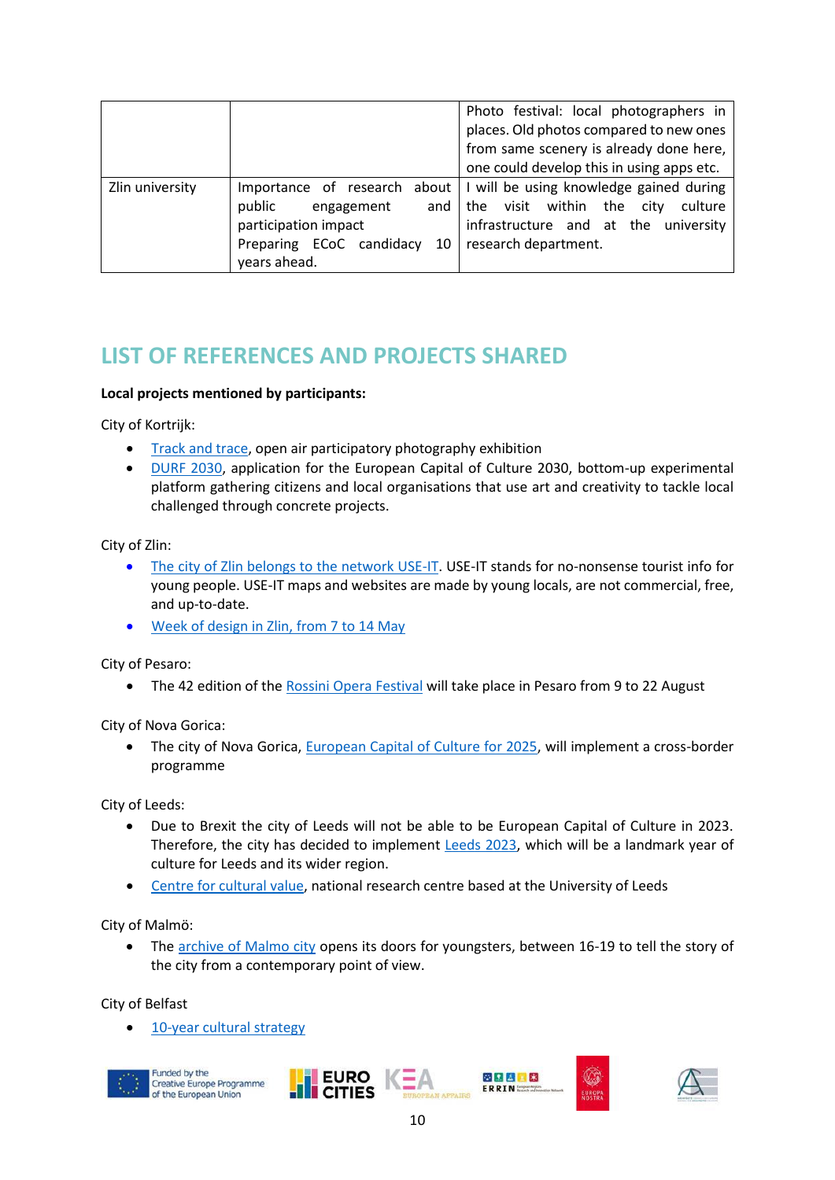| | | |
|---|---|---|
| | | Photo festival: local photographers in places. Old photos compared to new ones from same scenery is already done here, one could develop this in using apps etc. |
| Zlin university | Importance of research about public engagement and participation impact<br>Preparing ECoC candidacy 10 years ahead. | I will be using knowledge gained during the visit within the city culture infrastructure and at the university research department. |

## LIST OF REFERENCES AND PROJECTS SHARED

**Local projects mentioned by participants:**

City of Kortrijk:

- Track and trace, open air participatory photography exhibition
- DURF 2030, application for the European Capital of Culture 2030, bottom-up experimental platform gathering citizens and local organisations that use art and creativity to tackle local challenged through concrete projects.

City of Zlin:

- The city of Zlin belongs to the network USE-IT. USE-IT stands for no-nonsense tourist info for young people. USE-IT maps and websites are made by young locals, are not commercial, free, and up-to-date.
- Week of design in Zlin, from 7 to 14 May

City of Pesaro:

- The 42 edition of the Rossini Opera Festival will take place in Pesaro from 9 to 22 August

City of Nova Gorica:

- The city of Nova Gorica, European Capital of Culture for 2025, will implement a cross-border programme

City of Leeds:

- Due to Brexit the city of Leeds will not be able to be European Capital of Culture in 2023. Therefore, the city has decided to implement Leeds 2023, which will be a landmark year of culture for Leeds and its wider region.
- Centre for cultural value, national research centre based at the University of Leeds

City of Malmö:

- The archive of Malmo city opens its doors for youngsters, between 16-19 to tell the story of the city from a contemporary point of view.

City of Belfast

- 10-year cultural strategy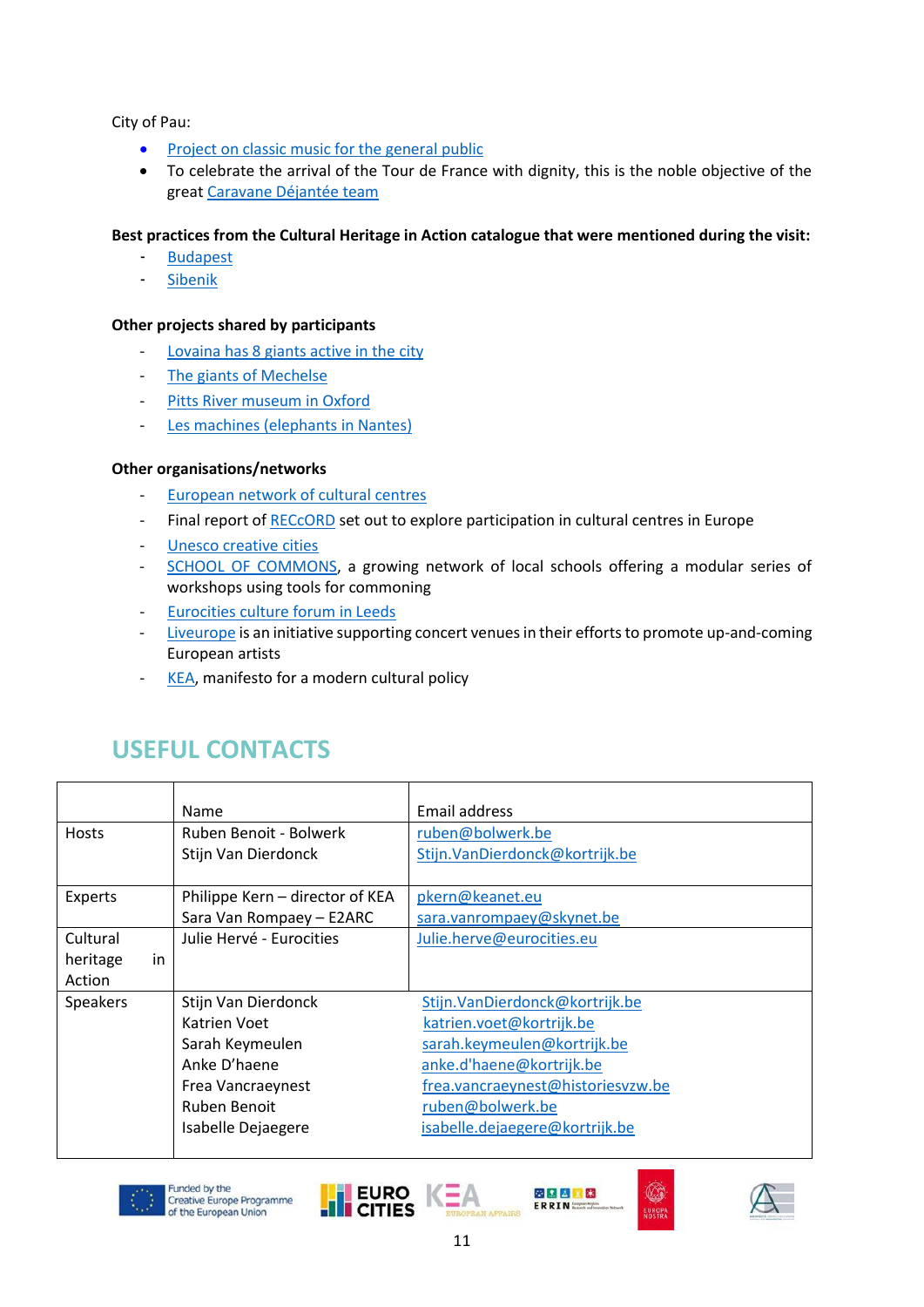City of Pau:

- Project on classic music for the general public
- To celebrate the arrival of the Tour de France with dignity, this is the noble objective of the great Caravane Déjantée team

**Best practices from the Cultural Heritage in Action catalogue that were mentioned during the visit:**

- Budapest
- Sibenik

**Other projects shared by participants**

- Lovaina has 8 giants active in the city
- The giants of Mechelse
- Pitts River museum in Oxford
- Les machines (elephants in Nantes)

**Other organisations/networks**

- European network of cultural centres
- Final report of RECcORD set out to explore participation in cultural centres in Europe
- Unesco creative cities
- SCHOOL OF COMMONS, a growing network of local schools offering a modular series of workshops using tools for commoning
- Eurocities culture forum in Leeds
- Liveurope is an initiative supporting concert venues in their efforts to promote up-and-coming European artists
- KEA, manifesto for a modern cultural policy

## USEFUL CONTACTS

| | Name | Email address |
|---|---|---|
| Hosts | Ruben Benoit - Bolwerk<br>Stijn Van Dierdonck | ruben@bolwerk.be<br>Stijn.VanDierdonck@kortrijk.be |
| Experts | Philippe Kern – director of KEA<br>Sara Van Rompaey – E2ARC | pkern@keanet.eu<br>sara.vanrompaey@skynet.be |
| Cultural heritage in Action | Julie Hervé - Eurocities | Julie.herve@eurocities.eu |
| Speakers | Stijn Van Dierdonck<br>Katrien Voet<br>Sarah Keymeulen<br>Anke D'haene<br>Frea Vancraeynest<br>Ruben Benoit<br>Isabelle Dejaegere | Stijn.VanDierdonck@kortrijk.be<br>katrien.voet@kortrijk.be<br>sarah.keymeulen@kortrijk.be<br>anke.d'haene@kortrijk.be<br>frea.vancraeynest@historiesvzw.be<br>ruben@bolwerk.be<br>isabelle.dejaegere@kortrijk.be |

Funded by the Creative Europe Programme of the European Union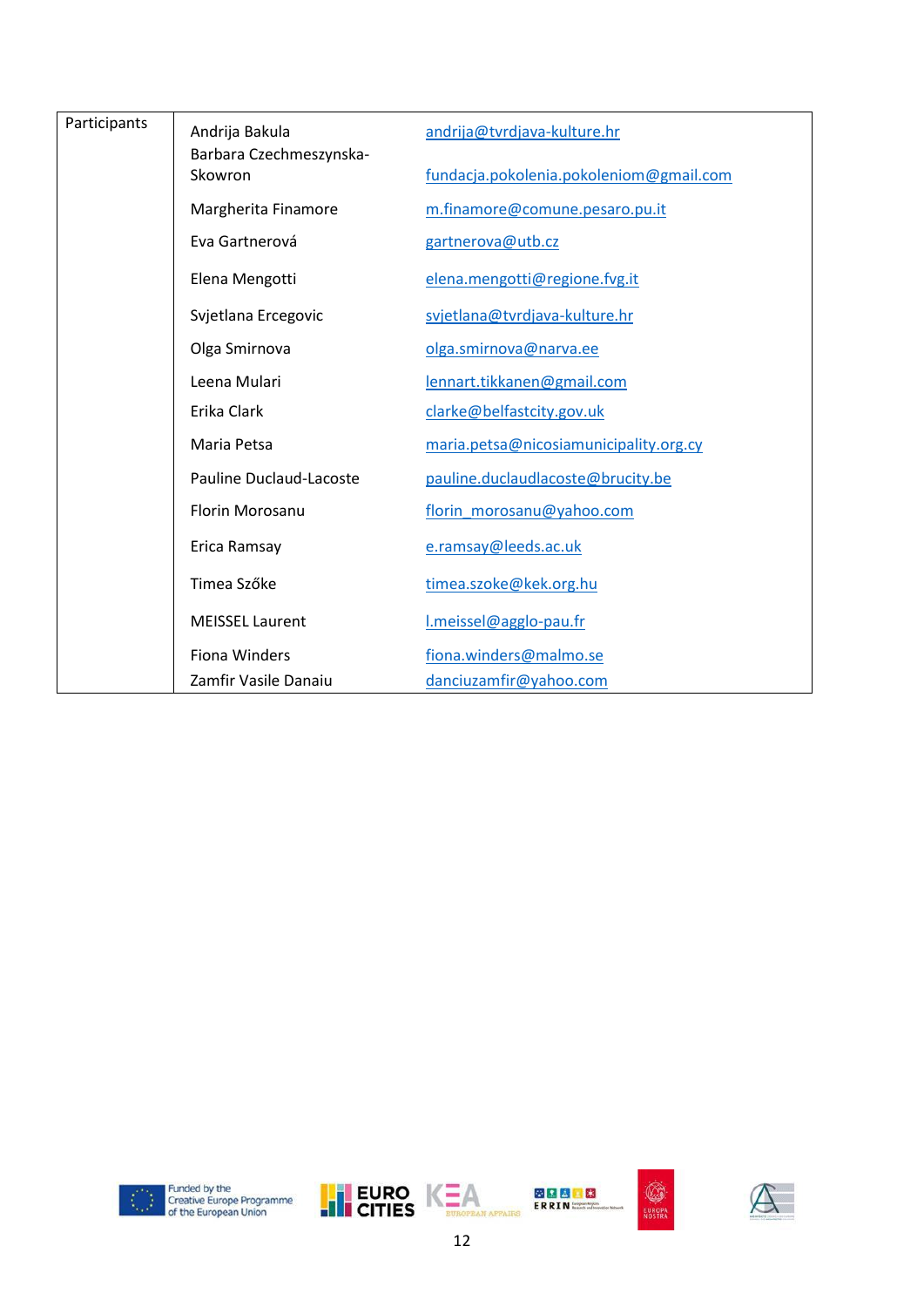| | | |
|---|---|---|
| Participants | Andrija Bakula | andrija@tvrdjava-kulture.hr |
| | Barbara Czechmeszynska-Skowron | fundacja.pokolenia.pokoleniom@gmail.com |
| | Margherita Finamore | m.finamore@comune.pesaro.pu.it |
| | Eva Gartnerová | gartnerova@utb.cz |
| | Elena Mengotti | elena.mengotti@regione.fvg.it |
| | Svjetlana Ercegovic | svjetlana@tvrdjava-kulture.hr |
| | Olga Smirnova | olga.smirnova@narva.ee |
| | Leena Mulari | lennart.tikkanen@gmail.com |
| | Erika Clark | clarke@belfastcity.gov.uk |
| | Maria Petsa | maria.petsa@nicosiamunicipality.org.cy |
| | Pauline Duclaud-Lacoste | pauline.duclaudlacoste@brucity.be |
| | Florin Morosanu | florin_morosanu@yahoo.com |
| | Erica Ramsay | e.ramsay@leeds.ac.uk |
| | Timea Szőke | timea.szoke@kek.org.hu |
| | MEISSEL Laurent | l.meissel@agglo-pau.fr |
| | Fiona Winders | fiona.winders@malmo.se |
| | Zamfir Vasile Danaiu | danciuzamfir@yahoo.com |

Funded by the Creative Europe Programme of the European Union